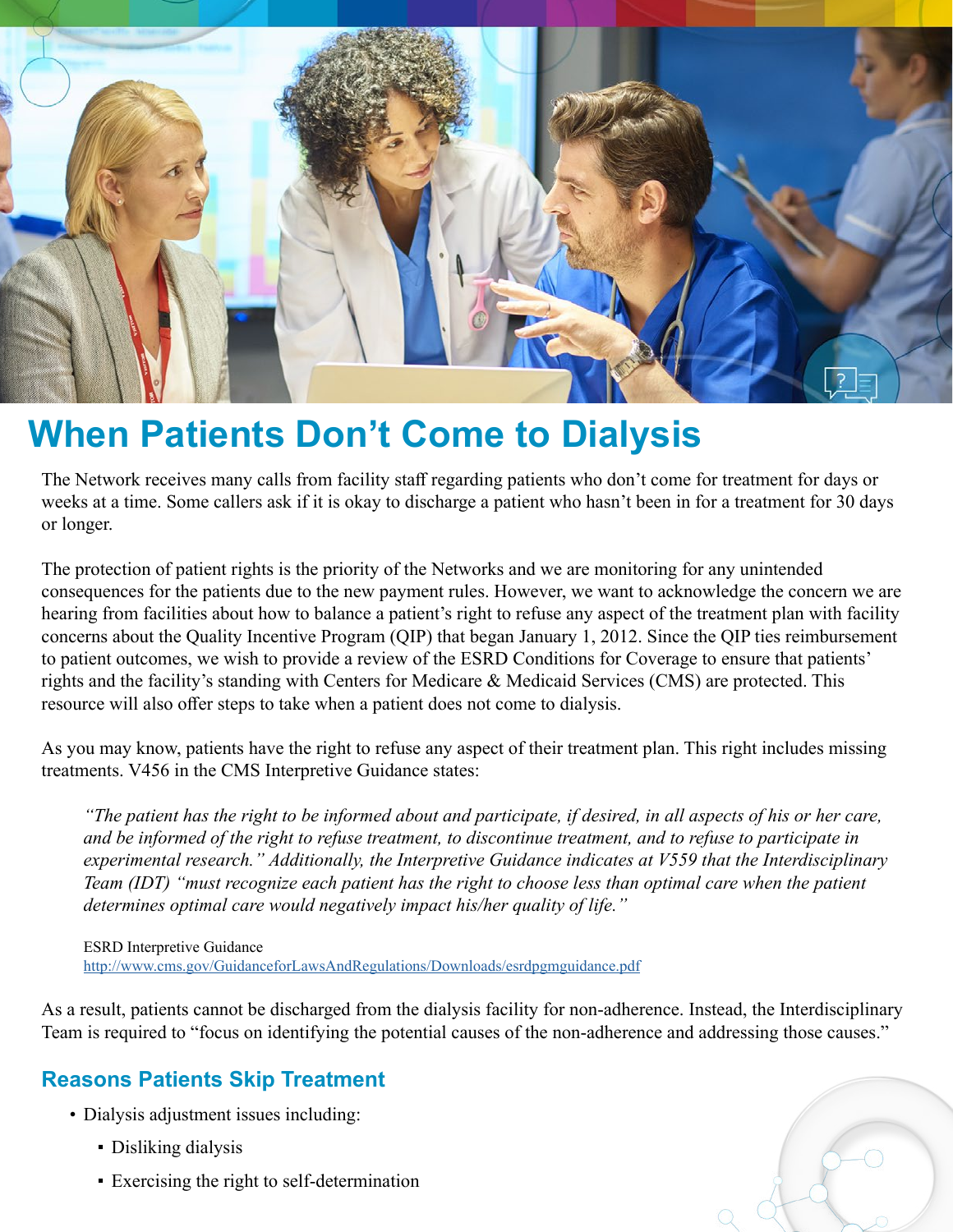# When Patients Don't Come to Dialysis

The Network receives many calls from facility staff regarding patients who don't come for treatment for days or weeks at a time. Some callers ask if it is okay to discharge a patient who hasn't been in for a treatment for 30 days or longer.

The protection of patient rights is the priority of the Networks and we are monitoring for any unintended consequences for the patients due to the new payment rules. However, we want to acknowledge the concern we are hearing from facilities about how to balance a patient's right to refuse any aspect of the treatment plan with facility concerns about the Quality Incentive Program (QIP) that began January 1, 2012. Since the QIP ties reimbursement to patient outcomes, we wish to provide a review of the ESRD Conditions for Coverage to ensure that patients' rights and the facility's standing with Centers for Medicare & Medicaid Services (CMS) are protected. This resource will also offer steps to take when a patient does not come to dialysis.

As you may know, patients have the right to refuse any aspect of their treatment plan. This right includes missing treatments. V456 in the CMS Interpretive Guidance states:

> *"The patient has the right to be informed about and participate, if desired, in all aspects of his or her care, and be informed of the right to refuse treatment, to discontinue treatment, and to refuse to participate in experimental research." Additionally, the Interpretive Guidance indicates at V559 that the Interdisciplinary Team (IDT) "must recognize each patient has the right to choose less than optimal care when the patient determines optimal care would negatively impact his/her quality of life."*
>
> ESRD Interpretive Guidance
> http://www.cms.gov/GuidanceforLawsAndRegulations/Downloads/esrdpgmguidance.pdf

As a result, patients cannot be discharged from the dialysis facility for non-adherence. Instead, the Interdisciplinary Team is required to "focus on identifying the potential causes of the non-adherence and addressing those causes."

## Reasons Patients Skip Treatment

- Dialysis adjustment issues including:
  - Disliking dialysis
  - Exercising the right to self-determination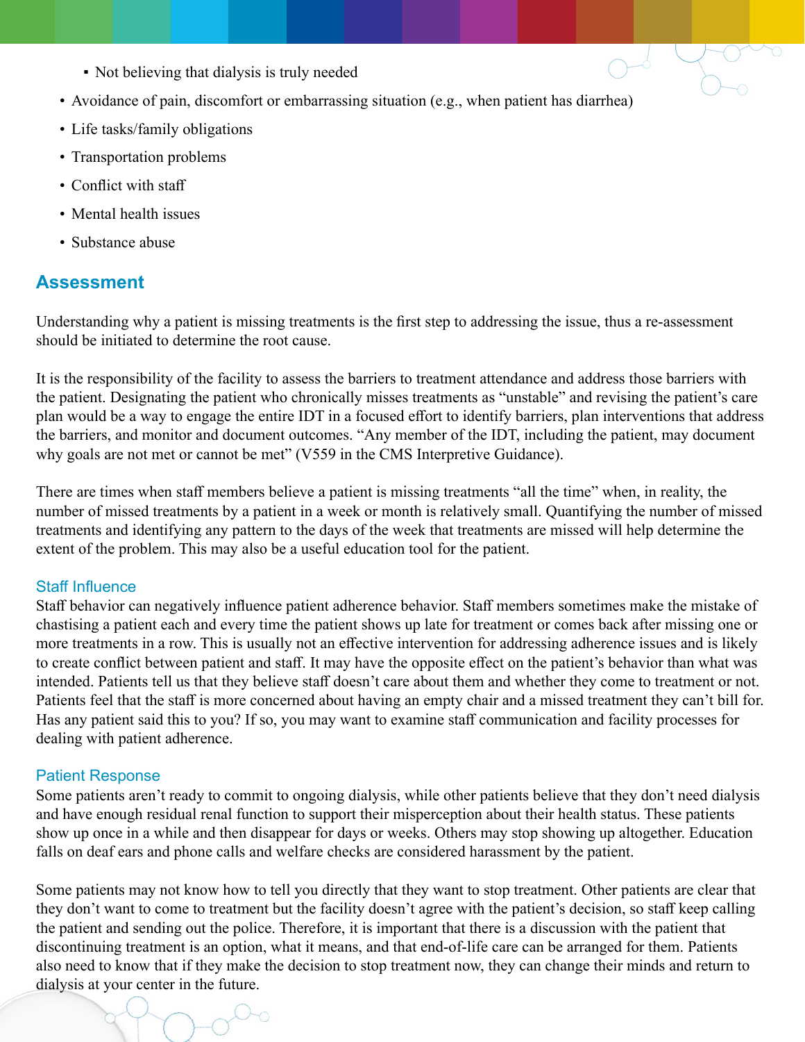- Not believing that dialysis is truly needed

- Avoidance of pain, discomfort or embarrassing situation (e.g., when patient has diarrhea)
- Life tasks/family obligations
- Transportation problems
- Conflict with staff
- Mental health issues
- Substance abuse

## Assessment

Understanding why a patient is missing treatments is the first step to addressing the issue, thus a re-assessment should be initiated to determine the root cause.

It is the responsibility of the facility to assess the barriers to treatment attendance and address those barriers with the patient. Designating the patient who chronically misses treatments as "unstable" and revising the patient's care plan would be a way to engage the entire IDT in a focused effort to identify barriers, plan interventions that address the barriers, and monitor and document outcomes. "Any member of the IDT, including the patient, may document why goals are not met or cannot be met" (V559 in the CMS Interpretive Guidance).

There are times when staff members believe a patient is missing treatments "all the time" when, in reality, the number of missed treatments by a patient in a week or month is relatively small. Quantifying the number of missed treatments and identifying any pattern to the days of the week that treatments are missed will help determine the extent of the problem. This may also be a useful education tool for the patient.

### Staff Influence

Staff behavior can negatively influence patient adherence behavior. Staff members sometimes make the mistake of chastising a patient each and every time the patient shows up late for treatment or comes back after missing one or more treatments in a row. This is usually not an effective intervention for addressing adherence issues and is likely to create conflict between patient and staff. It may have the opposite effect on the patient's behavior than what was intended. Patients tell us that they believe staff doesn't care about them and whether they come to treatment or not. Patients feel that the staff is more concerned about having an empty chair and a missed treatment they can't bill for. Has any patient said this to you? If so, you may want to examine staff communication and facility processes for dealing with patient adherence.

### Patient Response

Some patients aren't ready to commit to ongoing dialysis, while other patients believe that they don't need dialysis and have enough residual renal function to support their misperception about their health status. These patients show up once in a while and then disappear for days or weeks. Others may stop showing up altogether. Education falls on deaf ears and phone calls and welfare checks are considered harassment by the patient.

Some patients may not know how to tell you directly that they want to stop treatment. Other patients are clear that they don't want to come to treatment but the facility doesn't agree with the patient's decision, so staff keep calling the patient and sending out the police. Therefore, it is important that there is a discussion with the patient that discontinuing treatment is an option, what it means, and that end-of-life care can be arranged for them. Patients also need to know that if they make the decision to stop treatment now, they can change their minds and return to dialysis at your center in the future.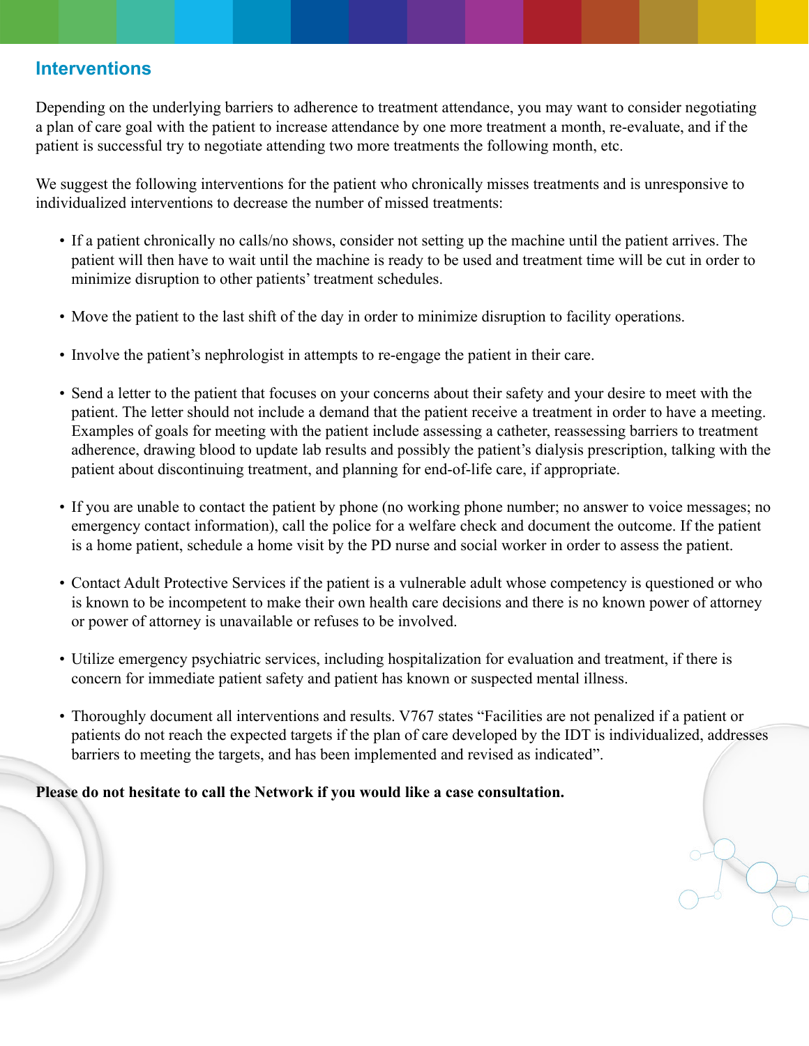## Interventions

Depending on the underlying barriers to adherence to treatment attendance, you may want to consider negotiating a plan of care goal with the patient to increase attendance by one more treatment a month, re-evaluate, and if the patient is successful try to negotiate attending two more treatments the following month, etc.

We suggest the following interventions for the patient who chronically misses treatments and is unresponsive to individualized interventions to decrease the number of missed treatments:

- If a patient chronically no calls/no shows, consider not setting up the machine until the patient arrives. The patient will then have to wait until the machine is ready to be used and treatment time will be cut in order to minimize disruption to other patients' treatment schedules.
- Move the patient to the last shift of the day in order to minimize disruption to facility operations.
- Involve the patient's nephrologist in attempts to re-engage the patient in their care.
- Send a letter to the patient that focuses on your concerns about their safety and your desire to meet with the patient. The letter should not include a demand that the patient receive a treatment in order to have a meeting. Examples of goals for meeting with the patient include assessing a catheter, reassessing barriers to treatment adherence, drawing blood to update lab results and possibly the patient's dialysis prescription, talking with the patient about discontinuing treatment, and planning for end-of-life care, if appropriate.
- If you are unable to contact the patient by phone (no working phone number; no answer to voice messages; no emergency contact information), call the police for a welfare check and document the outcome. If the patient is a home patient, schedule a home visit by the PD nurse and social worker in order to assess the patient.
- Contact Adult Protective Services if the patient is a vulnerable adult whose competency is questioned or who is known to be incompetent to make their own health care decisions and there is no known power of attorney or power of attorney is unavailable or refuses to be involved.
- Utilize emergency psychiatric services, including hospitalization for evaluation and treatment, if there is concern for immediate patient safety and patient has known or suspected mental illness.
- Thoroughly document all interventions and results. V767 states "Facilities are not penalized if a patient or patients do not reach the expected targets if the plan of care developed by the IDT is individualized, addresses barriers to meeting the targets, and has been implemented and revised as indicated".

**Please do not hesitate to call the Network if you would like a case consultation.**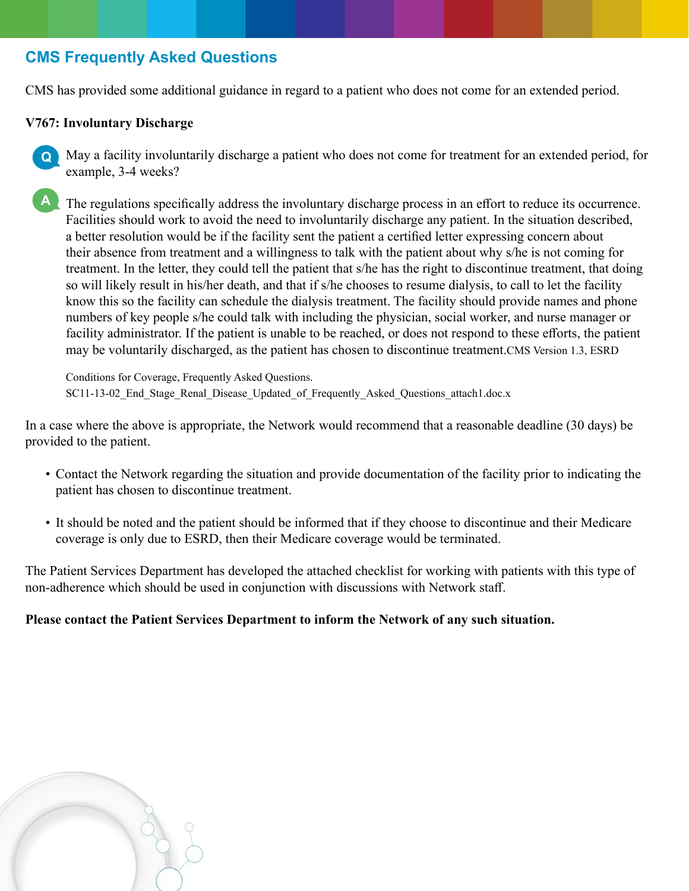## CMS Frequently Asked Questions

CMS has provided some additional guidance in regard to a patient who does not come for an extended period.

**V767: Involuntary Discharge**

**Q** May a facility involuntarily discharge a patient who does not come for treatment for an extended period, for example, 3-4 weeks?

**A** The regulations specifically address the involuntary discharge process in an effort to reduce its occurrence. Facilities should work to avoid the need to involuntarily discharge any patient. In the situation described, a better resolution would be if the facility sent the patient a certified letter expressing concern about their absence from treatment and a willingness to talk with the patient about why s/he is not coming for treatment. In the letter, they could tell the patient that s/he has the right to discontinue treatment, that doing so will likely result in his/her death, and that if s/he chooses to resume dialysis, to call to let the facility know this so the facility can schedule the dialysis treatment. The facility should provide names and phone numbers of key people s/he could talk with including the physician, social worker, and nurse manager or facility administrator. If the patient is unable to be reached, or does not respond to these efforts, the patient may be voluntarily discharged, as the patient has chosen to discontinue treatment. CMS Version 1.3, ESRD

Conditions for Coverage, Frequently Asked Questions.
SC11-13-02_End_Stage_Renal_Disease_Updated_of_Frequently_Asked_Questions_attach1.doc.x

In a case where the above is appropriate, the Network would recommend that a reasonable deadline (30 days) be provided to the patient.

- Contact the Network regarding the situation and provide documentation of the facility prior to indicating the patient has chosen to discontinue treatment.
- It should be noted and the patient should be informed that if they choose to discontinue and their Medicare coverage is only due to ESRD, then their Medicare coverage would be terminated.

The Patient Services Department has developed the attached checklist for working with patients with this type of non-adherence which should be used in conjunction with discussions with Network staff.

**Please contact the Patient Services Department to inform the Network of any such situation.**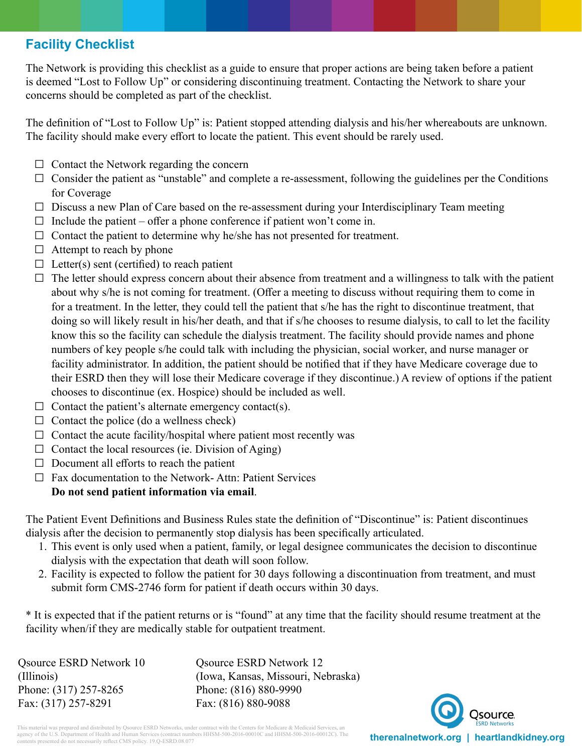## Facility Checklist

The Network is providing this checklist as a guide to ensure that proper actions are being taken before a patient is deemed "Lost to Follow Up" or considering discontinuing treatment. Contacting the Network to share your concerns should be completed as part of the checklist.

The definition of "Lost to Follow Up" is: Patient stopped attending dialysis and his/her whereabouts are unknown. The facility should make every effort to locate the patient. This event should be rarely used.

- ☐ Contact the Network regarding the concern
- ☐ Consider the patient as "unstable" and complete a re-assessment, following the guidelines per the Conditions for Coverage
- ☐ Discuss a new Plan of Care based on the re-assessment during your Interdisciplinary Team meeting
- ☐ Include the patient – offer a phone conference if patient won't come in.
- ☐ Contact the patient to determine why he/she has not presented for treatment.
- ☐ Attempt to reach by phone
- ☐ Letter(s) sent (certified) to reach patient
- ☐ The letter should express concern about their absence from treatment and a willingness to talk with the patient about why s/he is not coming for treatment. (Offer a meeting to discuss without requiring them to come in for a treatment. In the letter, they could tell the patient that s/he has the right to discontinue treatment, that doing so will likely result in his/her death, and that if s/he chooses to resume dialysis, to call to let the facility know this so the facility can schedule the dialysis treatment. The facility should provide names and phone numbers of key people s/he could talk with including the physician, social worker, and nurse manager or facility administrator. In addition, the patient should be notified that if they have Medicare coverage due to their ESRD then they will lose their Medicare coverage if they discontinue.) A review of options if the patient chooses to discontinue (ex. Hospice) should be included as well.
- ☐ Contact the patient's alternate emergency contact(s).
- ☐ Contact the police (do a wellness check)
- ☐ Contact the acute facility/hospital where patient most recently was
- ☐ Contact the local resources (ie. Division of Aging)
- ☐ Document all efforts to reach the patient
- ☐ Fax documentation to the Network- Attn: Patient Services
  **Do not send patient information via email**.

The Patient Event Definitions and Business Rules state the definition of "Discontinue" is: Patient discontinues dialysis after the decision to permanently stop dialysis has been specifically articulated.

1. This event is only used when a patient, family, or legal designee communicates the decision to discontinue dialysis with the expectation that death will soon follow.
2. Facility is expected to follow the patient for 30 days following a discontinuation from treatment, and must submit form CMS-2746 form for patient if death occurs within 30 days.

* It is expected that if the patient returns or is "found" at any time that the facility should resume treatment at the facility when/if they are medically stable for outpatient treatment.

Qsource ESRD Network 10
(Illinois)
Phone: (317) 257-8265
Fax: (317) 257-8291

Qsource ESRD Network 12
(Iowa, Kansas, Missouri, Nebraska)
Phone: (816) 880-9990
Fax: (816) 880-9088

Qsource ESRD Networks

This material was prepared and distributed by Qsource ESRD Networks, under contract with the Centers for Medicare & Medicaid Services, an agency of the U.S. Department of Health and Human Services (contract numbers HHSM-500-2016-00010C and HHSM-500-2016-00012C). The contents presented do not necessarily reflect CMS policy. 19.Q-ESRD.08.077

therenalnetwork.org | heartlandkidney.org